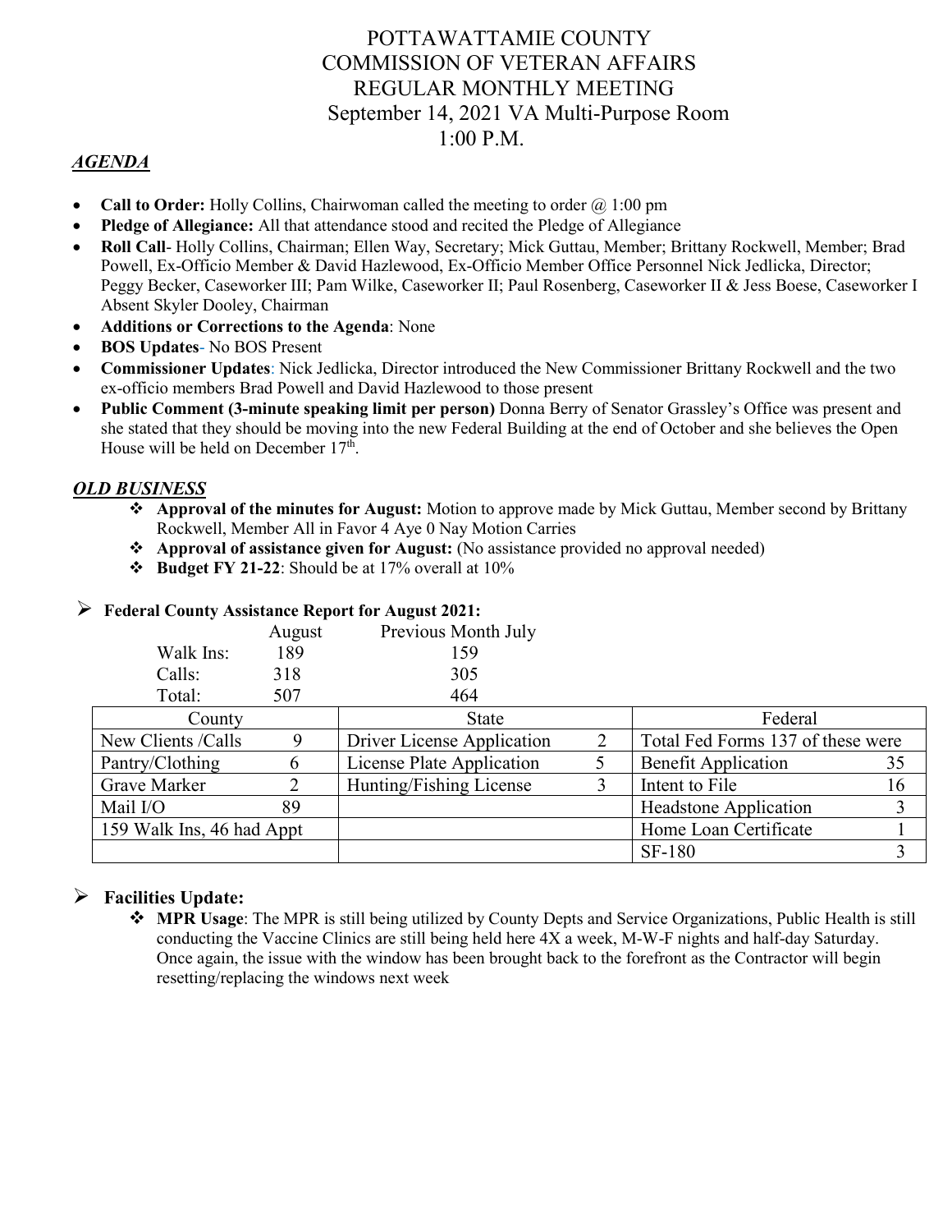# POTTAWATTAMIE COUNTY
# COMMISSION OF VETERAN AFFAIRS
# REGULAR MONTHLY MEETING
## September 14, 2021 VA Multi-Purpose Room
## 1:00 P.M.

## *AGENDA*

- **Call to Order:** Holly Collins, Chairwoman called the meeting to order @ 1:00 pm
- **Pledge of Allegiance:** All that attendance stood and recited the Pledge of Allegiance
- **Roll Call**- Holly Collins, Chairman; Ellen Way, Secretary; Mick Guttau, Member; Brittany Rockwell, Member; Brad Powell, Ex-Officio Member & David Hazlewood, Ex-Officio Member Office Personnel Nick Jedlicka, Director; Peggy Becker, Caseworker III; Pam Wilke, Caseworker II; Paul Rosenberg, Caseworker II & Jess Boese, Caseworker I Absent Skyler Dooley, Chairman
- **Additions or Corrections to the Agenda**: None
- **BOS Updates**- No BOS Present
- **Commissioner Updates**: Nick Jedlicka, Director introduced the New Commissioner Brittany Rockwell and the two ex-officio members Brad Powell and David Hazlewood to those present
- **Public Comment (3-minute speaking limit per person)** Donna Berry of Senator Grassley's Office was present and she stated that they should be moving into the new Federal Building at the end of October and she believes the Open House will be held on December 17th.

## *OLD BUSINESS*

- **Approval of the minutes for August:** Motion to approve made by Mick Guttau, Member second by Brittany Rockwell, Member All in Favor 4 Aye 0 Nay Motion Carries
- **Approval of assistance given for August:** (No assistance provided no approval needed)
- **Budget FY 21-22**: Should be at 17% overall at 10%

### Federal County Assistance Report for August 2021:

| | August | Previous Month July |
|---|---|---|
| Walk Ins: | 189 | 159 |
| Calls: | 318 | 305 |
| Total: | 507 | 464 |

| County | | State | | Federal | |
|---|---|---|---|---|---|
| New Clients /Calls | 9 | Driver License Application | 2 | Total Fed Forms 137 of these were | |
| Pantry/Clothing | 6 | License Plate Application | 5 | Benefit Application | 35 |
| Grave Marker | 2 | Hunting/Fishing License | 3 | Intent to File | 16 |
| Mail I/O | 89 | | | Headstone Application | 3 |
| 159 Walk Ins, 46 had Appt | | | | Home Loan Certificate | 1 |
| | | | | SF-180 | 3 |

### Facilities Update:

- **MPR Usage**: The MPR is still being utilized by County Depts and Service Organizations, Public Health is still conducting the Vaccine Clinics are still being held here 4X a week, M-W-F nights and half-day Saturday. Once again, the issue with the window has been brought back to the forefront as the Contractor will begin resetting/replacing the windows next week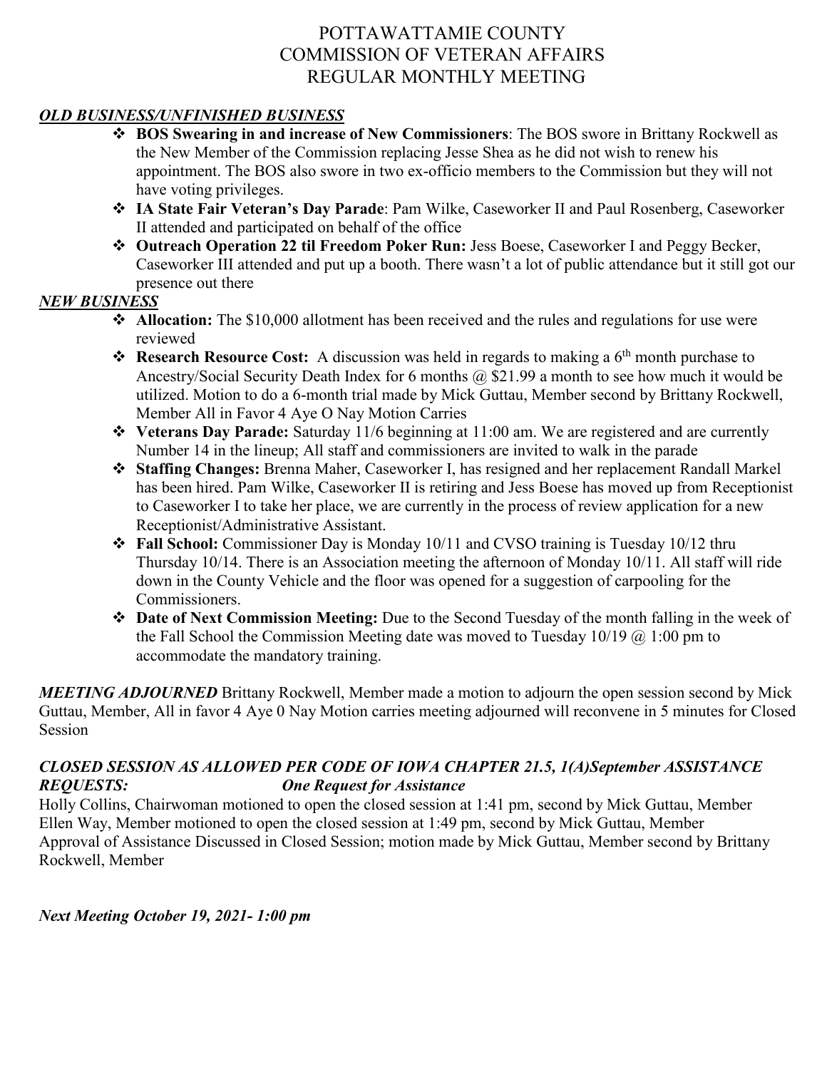# POTTAWATTAMIE COUNTY
# COMMISSION OF VETERAN AFFAIRS
# REGULAR MONTHLY MEETING

***OLD BUSINESS/UNFINISHED BUSINESS***

- **BOS Swearing in and increase of New Commissioners**: The BOS swore in Brittany Rockwell as the New Member of the Commission replacing Jesse Shea as he did not wish to renew his appointment. The BOS also swore in two ex-officio members to the Commission but they will not have voting privileges.
- **IA State Fair Veteran's Day Parade**: Pam Wilke, Caseworker II and Paul Rosenberg, Caseworker II attended and participated on behalf of the office
- **Outreach Operation 22 til Freedom Poker Run:** Jess Boese, Caseworker I and Peggy Becker, Caseworker III attended and put up a booth. There wasn't a lot of public attendance but it still got our presence out there

***NEW BUSINESS***

- **Allocation:** The $10,000 allotment has been received and the rules and regulations for use were reviewed
- **Research Resource Cost:** A discussion was held in regards to making a 6th month purchase to Ancestry/Social Security Death Index for 6 months @ $21.99 a month to see how much it would be utilized. Motion to do a 6-month trial made by Mick Guttau, Member second by Brittany Rockwell, Member All in Favor 4 Aye O Nay Motion Carries
- **Veterans Day Parade:** Saturday 11/6 beginning at 11:00 am. We are registered and are currently Number 14 in the lineup; All staff and commissioners are invited to walk in the parade
- **Staffing Changes:** Brenna Maher, Caseworker I, has resigned and her replacement Randall Markel has been hired. Pam Wilke, Caseworker II is retiring and Jess Boese has moved up from Receptionist to Caseworker I to take her place, we are currently in the process of review application for a new Receptionist/Administrative Assistant.
- **Fall School:** Commissioner Day is Monday 10/11 and CVSO training is Tuesday 10/12 thru Thursday 10/14. There is an Association meeting the afternoon of Monday 10/11. All staff will ride down in the County Vehicle and the floor was opened for a suggestion of carpooling for the Commissioners.
- **Date of Next Commission Meeting:** Due to the Second Tuesday of the month falling in the week of the Fall School the Commission Meeting date was moved to Tuesday 10/19 @ 1:00 pm to accommodate the mandatory training.

***MEETING ADJOURNED*** Brittany Rockwell, Member made a motion to adjourn the open session second by Mick Guttau, Member, All in favor 4 Aye 0 Nay Motion carries meeting adjourned will reconvene in 5 minutes for Closed Session

***CLOSED SESSION AS ALLOWED PER CODE OF IOWA CHAPTER 21.5, 1(A)September ASSISTANCE REQUESTS: One Request for Assistance***

Holly Collins, Chairwoman motioned to open the closed session at 1:41 pm, second by Mick Guttau, Member
Ellen Way, Member motioned to open the closed session at 1:49 pm, second by Mick Guttau, Member
Approval of Assistance Discussed in Closed Session; motion made by Mick Guttau, Member second by Brittany Rockwell, Member

***Next Meeting October 19, 2021- 1:00 pm***